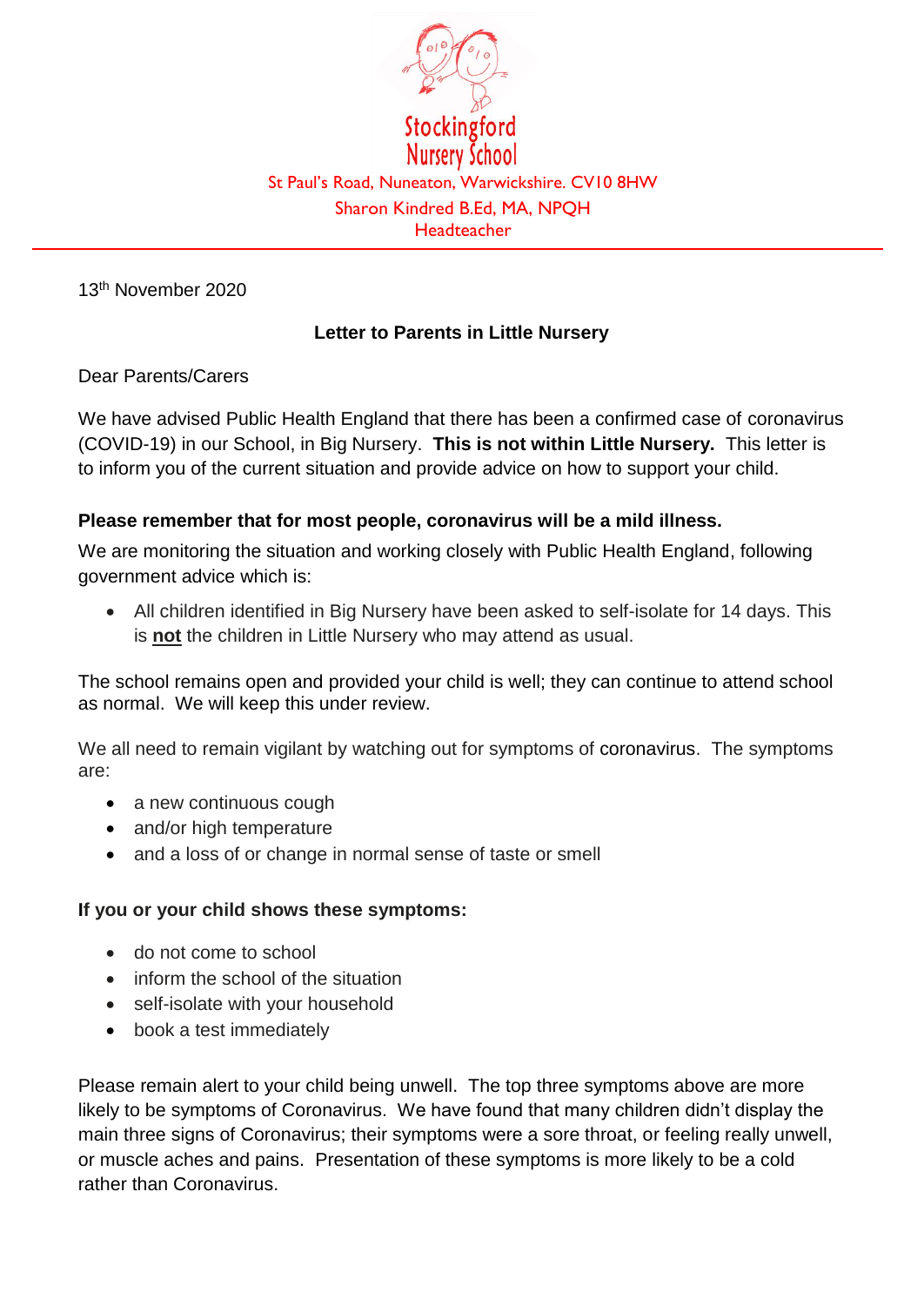Stockingford Nursery School

St Paul's Road, Nuneaton, Warwickshire. CV10 8HW

Sharon Kindred B.Ed, MA, NPQH

Headteacher

13th November 2020

**Letter to Parents in Little Nursery**

Dear Parents/Carers

We have advised Public Health England that there has been a confirmed case of coronavirus (COVID-19) in our School, in Big Nursery. **This is not within Little Nursery.** This letter is to inform you of the current situation and provide advice on how to support your child.

**Please remember that for most people, coronavirus will be a mild illness.**

We are monitoring the situation and working closely with Public Health England, following government advice which is:

- All children identified in Big Nursery have been asked to self-isolate for 14 days. This is **not** the children in Little Nursery who may attend as usual.

The school remains open and provided your child is well; they can continue to attend school as normal. We will keep this under review.

We all need to remain vigilant by watching out for symptoms of coronavirus. The symptoms are:

- a new continuous cough
- and/or high temperature
- and a loss of or change in normal sense of taste or smell

**If you or your child shows these symptoms:**

- do not come to school
- inform the school of the situation
- self-isolate with your household
- book a test immediately

Please remain alert to your child being unwell. The top three symptoms above are more likely to be symptoms of Coronavirus. We have found that many children didn't display the main three signs of Coronavirus; their symptoms were a sore throat, or feeling really unwell, or muscle aches and pains. Presentation of these symptoms is more likely to be a cold rather than Coronavirus.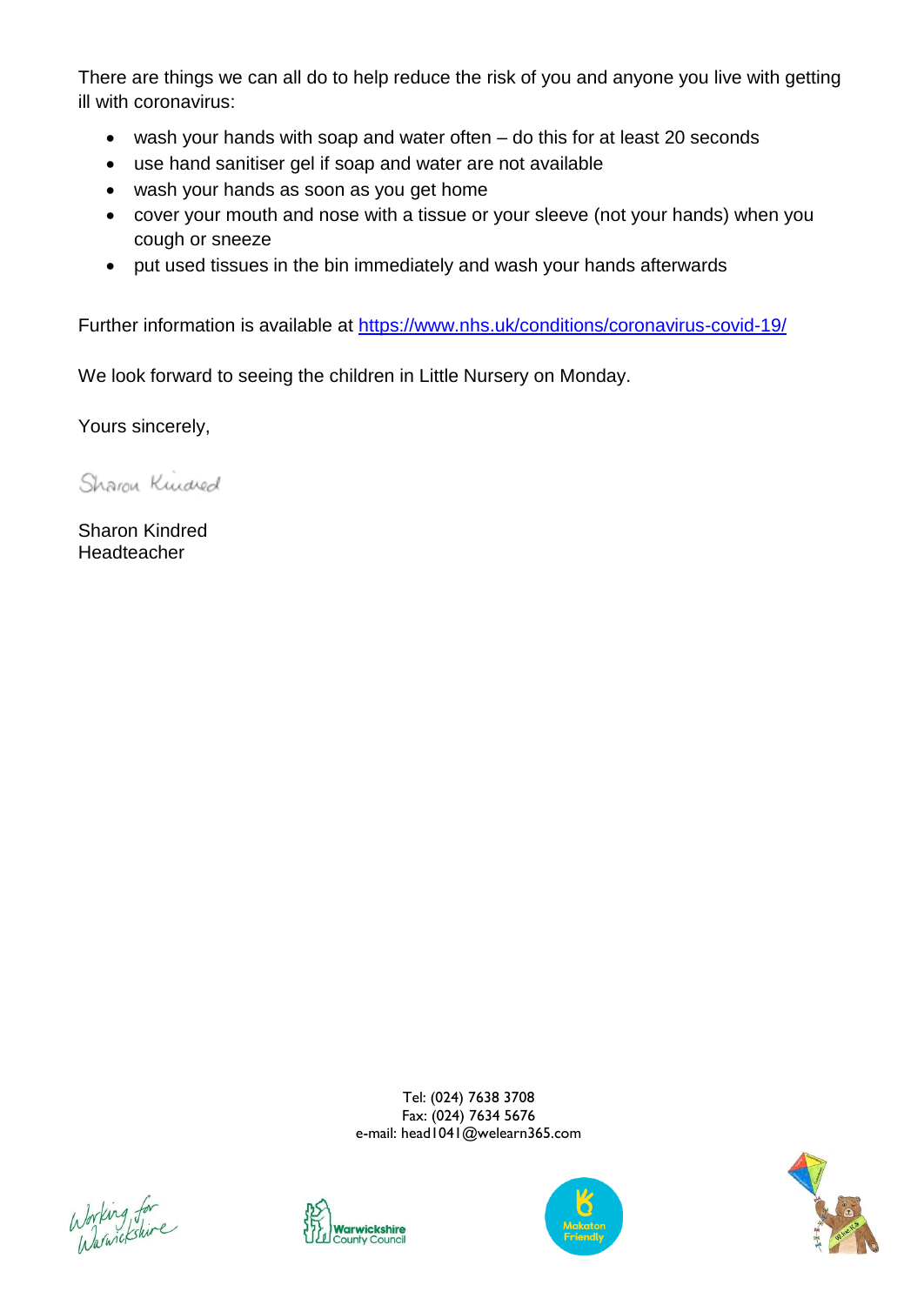There are things we can all do to help reduce the risk of you and anyone you live with getting ill with coronavirus:

- wash your hands with soap and water often – do this for at least 20 seconds
- use hand sanitiser gel if soap and water are not available
- wash your hands as soon as you get home
- cover your mouth and nose with a tissue or your sleeve (not your hands) when you cough or sneeze
- put used tissues in the bin immediately and wash your hands afterwards

Further information is available at https://www.nhs.uk/conditions/coronavirus-covid-19/

We look forward to seeing the children in Little Nursery on Monday.

Yours sincerely,

Sharon Kindred

Sharon Kindred
Headteacher

Tel: (024) 7638 3708
Fax: (024) 7634 5676
e-mail: head1041@welearn365.com